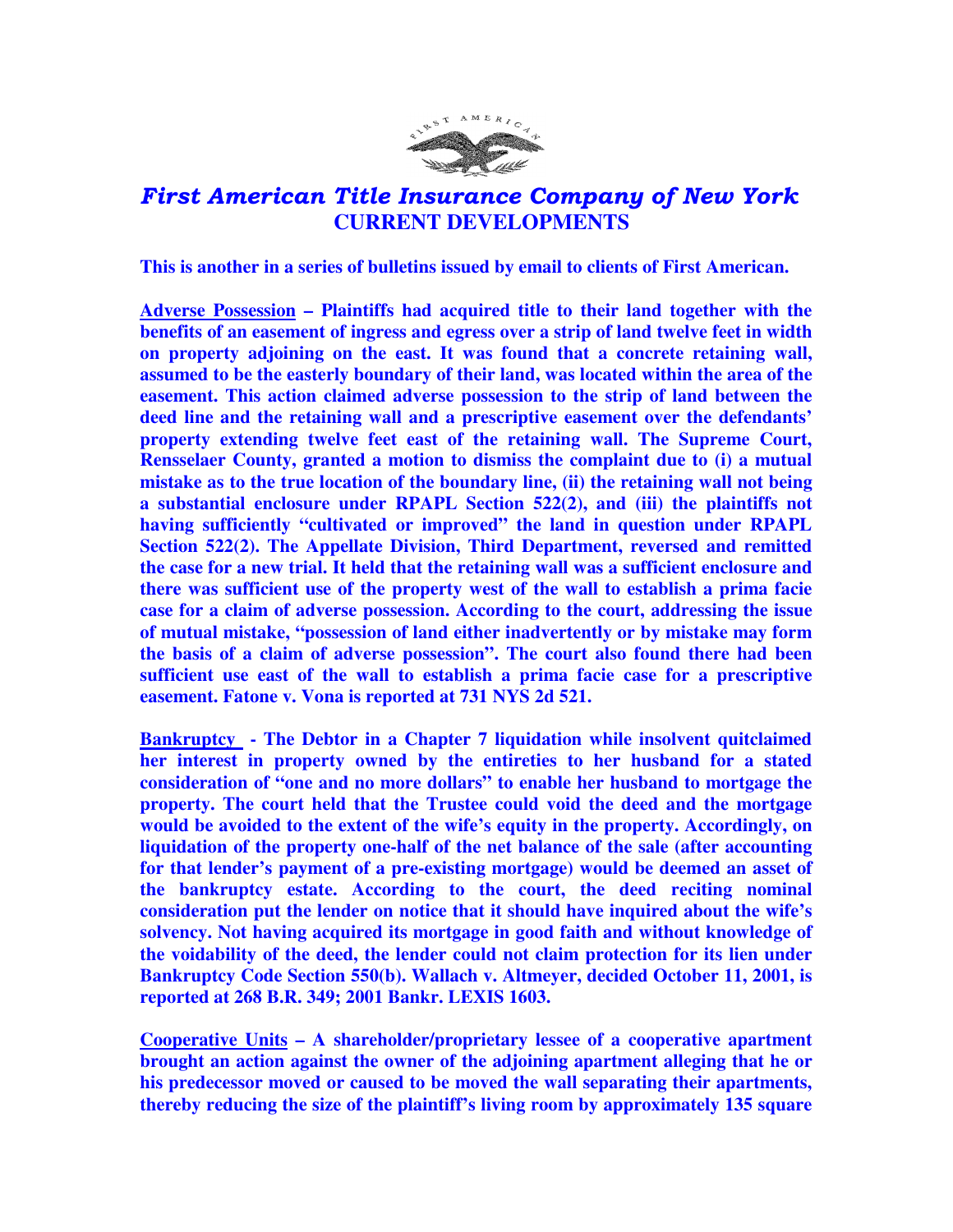# *First American Title Insurance Company of New York*

## CURRENT DEVELOPMENTS

**This is another in a series of bulletins issued by email to clients of First American.**

**<u>Adverse Possession</u> – Plaintiffs had acquired title to their land together with the benefits of an easement of ingress and egress over a strip of land twelve feet in width on property adjoining on the east. It was found that a concrete retaining wall, assumed to be the easterly boundary of their land, was located within the area of the easement. This action claimed adverse possession to the strip of land between the deed line and the retaining wall and a prescriptive easement over the defendants' property extending twelve feet east of the retaining wall. The Supreme Court, Rensselaer County, granted a motion to dismiss the complaint due to (i) a mutual mistake as to the true location of the boundary line, (ii) the retaining wall not being a substantial enclosure under RPAPL Section 522(2), and (iii) the plaintiffs not having sufficiently "cultivated or improved" the land in question under RPAPL Section 522(2). The Appellate Division, Third Department, reversed and remitted the case for a new trial. It held that the retaining wall was a sufficient enclosure and there was sufficient use of the property west of the wall to establish a prima facie case for a claim of adverse possession. According to the court, addressing the issue of mutual mistake, "possession of land either inadvertently or by mistake may form the basis of a claim of adverse possession". The court also found there had been sufficient use east of the wall to establish a prima facie case for a prescriptive easement. Fatone v. Vona is reported at 731 NYS 2d 521.**

**<u>Bankruptcy</u> - The Debtor in a Chapter 7 liquidation while insolvent quitclaimed her interest in property owned by the entireties to her husband for a stated consideration of "one and no more dollars" to enable her husband to mortgage the property. The court held that the Trustee could void the deed and the mortgage would be avoided to the extent of the wife's equity in the property. Accordingly, on liquidation of the property one-half of the net balance of the sale (after accounting for that lender's payment of a pre-existing mortgage) would be deemed an asset of the bankruptcy estate. According to the court, the deed reciting nominal consideration put the lender on notice that it should have inquired about the wife's solvency. Not having acquired its mortgage in good faith and without knowledge of the voidability of the deed, the lender could not claim protection for its lien under Bankruptcy Code Section 550(b). Wallach v. Altmeyer, decided October 11, 2001, is reported at 268 B.R. 349; 2001 Bankr. LEXIS 1603.**

**<u>Cooperative Units</u> – A shareholder/proprietary lessee of a cooperative apartment brought an action against the owner of the adjoining apartment alleging that he or his predecessor moved or caused to be moved the wall separating their apartments, thereby reducing the size of the plaintiff's living room by approximately 135 square**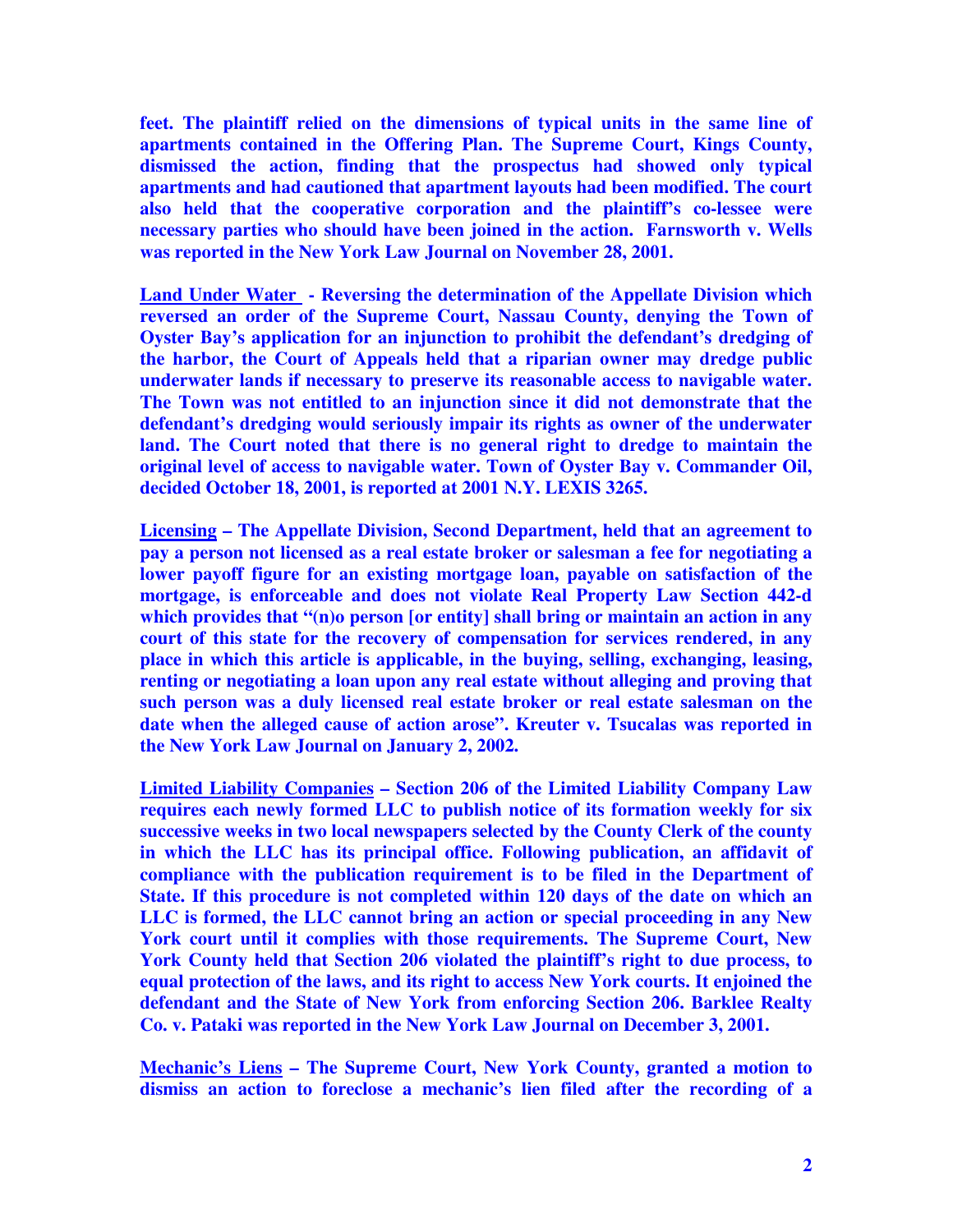**feet. The plaintiff relied on the dimensions of typical units in the same line of apartments contained in the Offering Plan. The Supreme Court, Kings County, dismissed the action, finding that the prospectus had showed only typical apartments and had cautioned that apartment layouts had been modified. The court also held that the cooperative corporation and the plaintiff's co-lessee were necessary parties who should have been joined in the action. Farnsworth v. Wells was reported in the New York Law Journal on November 28, 2001.**

**<u>Land Under Water</u> - Reversing the determination of the Appellate Division which reversed an order of the Supreme Court, Nassau County, denying the Town of Oyster Bay's application for an injunction to prohibit the defendant's dredging of the harbor, the Court of Appeals held that a riparian owner may dredge public underwater lands if necessary to preserve its reasonable access to navigable water. The Town was not entitled to an injunction since it did not demonstrate that the defendant's dredging would seriously impair its rights as owner of the underwater land. The Court noted that there is no general right to dredge to maintain the original level of access to navigable water. Town of Oyster Bay v. Commander Oil, decided October 18, 2001, is reported at 2001 N.Y. LEXIS 3265.**

**<u>Licensing</u> – The Appellate Division, Second Department, held that an agreement to pay a person not licensed as a real estate broker or salesman a fee for negotiating a lower payoff figure for an existing mortgage loan, payable on satisfaction of the mortgage, is enforceable and does not violate Real Property Law Section 442-d which provides that "(n)o person [or entity] shall bring or maintain an action in any court of this state for the recovery of compensation for services rendered, in any place in which this article is applicable, in the buying, selling, exchanging, leasing, renting or negotiating a loan upon any real estate without alleging and proving that such person was a duly licensed real estate broker or real estate salesman on the date when the alleged cause of action arose". Kreuter v. Tsucalas was reported in the New York Law Journal on January 2, 2002.**

**<u>Limited Liability Companies</u> – Section 206 of the Limited Liability Company Law requires each newly formed LLC to publish notice of its formation weekly for six successive weeks in two local newspapers selected by the County Clerk of the county in which the LLC has its principal office. Following publication, an affidavit of compliance with the publication requirement is to be filed in the Department of State. If this procedure is not completed within 120 days of the date on which an LLC is formed, the LLC cannot bring an action or special proceeding in any New York court until it complies with those requirements. The Supreme Court, New York County held that Section 206 violated the plaintiff's right to due process, to equal protection of the laws, and its right to access New York courts. It enjoined the defendant and the State of New York from enforcing Section 206. Barklee Realty Co. v. Pataki was reported in the New York Law Journal on December 3, 2001.**

**<u>Mechanic's Liens</u> – The Supreme Court, New York County, granted a motion to dismiss an action to foreclose a mechanic's lien filed after the recording of a**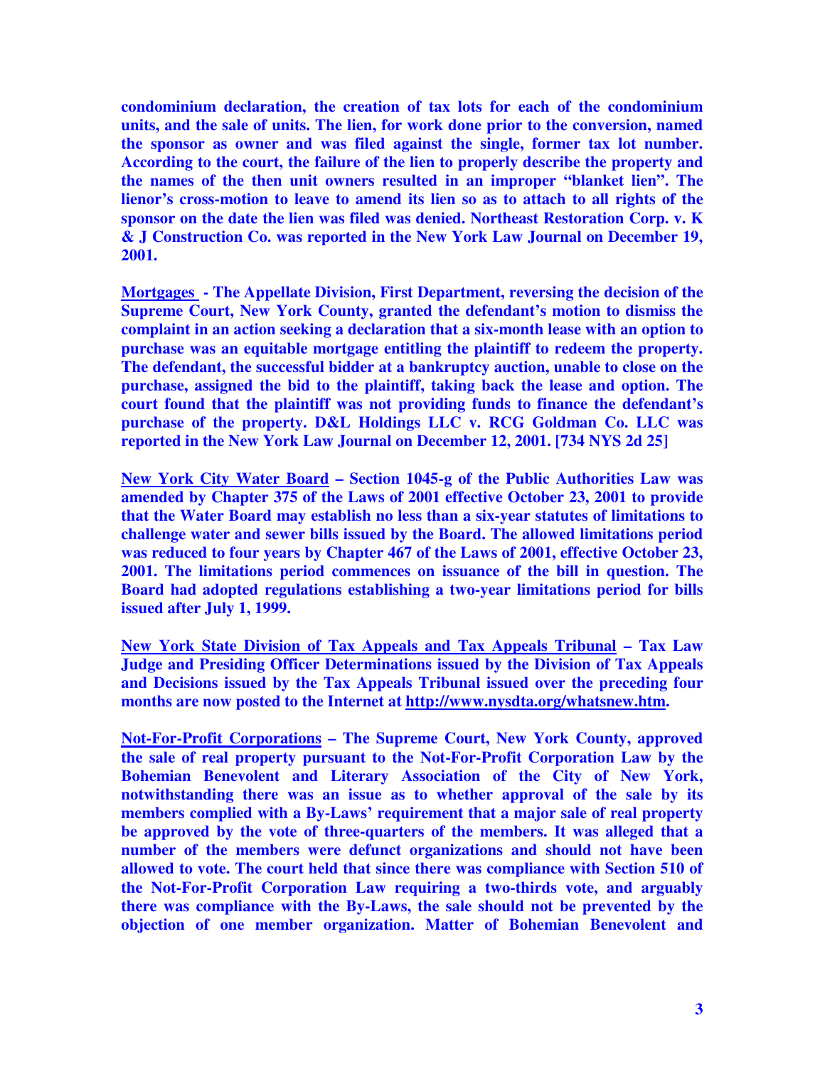**condominium declaration, the creation of tax lots for each of the condominium units, and the sale of units. The lien, for work done prior to the conversion, named the sponsor as owner and was filed against the single, former tax lot number. According to the court, the failure of the lien to properly describe the property and the names of the then unit owners resulted in an improper "blanket lien". The lienor's cross-motion to leave to amend its lien so as to attach to all rights of the sponsor on the date the lien was filed was denied. Northeast Restoration Corp. v. K & J Construction Co. was reported in the New York Law Journal on December 19, 2001.**

**<u>Mortgages</u> - The Appellate Division, First Department, reversing the decision of the Supreme Court, New York County, granted the defendant's motion to dismiss the complaint in an action seeking a declaration that a six-month lease with an option to purchase was an equitable mortgage entitling the plaintiff to redeem the property. The defendant, the successful bidder at a bankruptcy auction, unable to close on the purchase, assigned the bid to the plaintiff, taking back the lease and option. The court found that the plaintiff was not providing funds to finance the defendant's purchase of the property. D&L Holdings LLC v. RCG Goldman Co. LLC was reported in the New York Law Journal on December 12, 2001. [734 NYS 2d 25]**

**<u>New York City Water Board</u> – Section 1045-g of the Public Authorities Law was amended by Chapter 375 of the Laws of 2001 effective October 23, 2001 to provide that the Water Board may establish no less than a six-year statutes of limitations to challenge water and sewer bills issued by the Board. The allowed limitations period was reduced to four years by Chapter 467 of the Laws of 2001, effective October 23, 2001. The limitations period commences on issuance of the bill in question. The Board had adopted regulations establishing a two-year limitations period for bills issued after July 1, 1999.**

**<u>New York State Division of Tax Appeals and Tax Appeals Tribunal</u> – Tax Law Judge and Presiding Officer Determinations issued by the Division of Tax Appeals and Decisions issued by the Tax Appeals Tribunal issued over the preceding four months are now posted to the Internet at <u>http://www.nysdta.org/whatsnew.htm</u>.**

**<u>Not-For-Profit Corporations</u> – The Supreme Court, New York County, approved the sale of real property pursuant to the Not-For-Profit Corporation Law by the Bohemian Benevolent and Literary Association of the City of New York, notwithstanding there was an issue as to whether approval of the sale by its members complied with a By-Laws' requirement that a major sale of real property be approved by the vote of three-quarters of the members. It was alleged that a number of the members were defunct organizations and should not have been allowed to vote. The court held that since there was compliance with Section 510 of the Not-For-Profit Corporation Law requiring a two-thirds vote, and arguably there was compliance with the By-Laws, the sale should not be prevented by the objection of one member organization. Matter of Bohemian Benevolent and**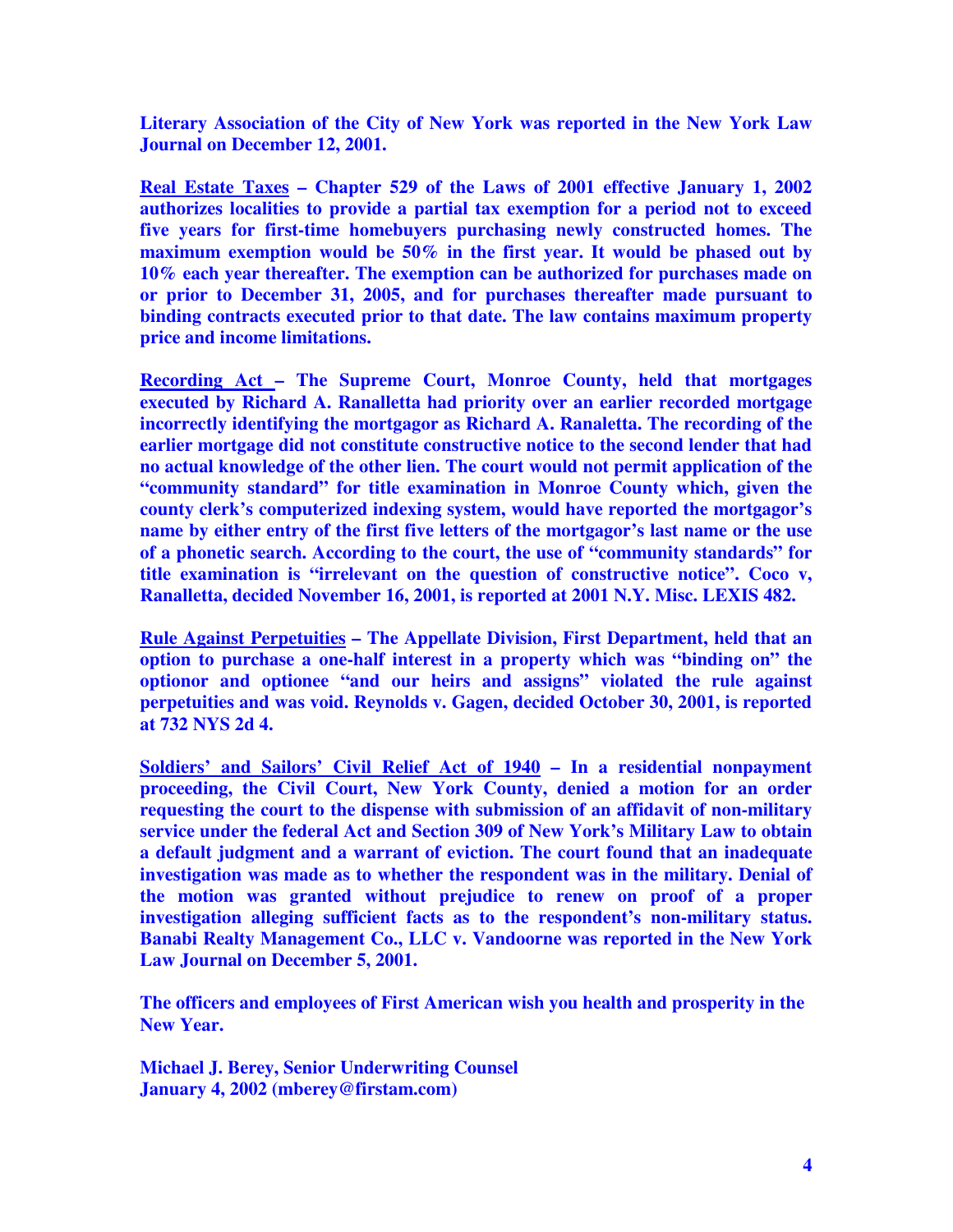**Literary Association of the City of New York was reported in the New York Law Journal on December 12, 2001.**

**Real Estate Taxes – Chapter 529 of the Laws of 2001 effective January 1, 2002 authorizes localities to provide a partial tax exemption for a period not to exceed five years for first-time homebuyers purchasing newly constructed homes. The maximum exemption would be 50% in the first year. It would be phased out by 10% each year thereafter. The exemption can be authorized for purchases made on or prior to December 31, 2005, and for purchases thereafter made pursuant to binding contracts executed prior to that date. The law contains maximum property price and income limitations.**

**Recording Act – The Supreme Court, Monroe County, held that mortgages executed by Richard A. Ranalletta had priority over an earlier recorded mortgage incorrectly identifying the mortgagor as Richard A. Ranaletta. The recording of the earlier mortgage did not constitute constructive notice to the second lender that had no actual knowledge of the other lien. The court would not permit application of the "community standard" for title examination in Monroe County which, given the county clerk's computerized indexing system, would have reported the mortgagor's name by either entry of the first five letters of the mortgagor's last name or the use of a phonetic search. According to the court, the use of "community standards" for title examination is "irrelevant on the question of constructive notice". Coco v, Ranalletta, decided November 16, 2001, is reported at 2001 N.Y. Misc. LEXIS 482.**

**Rule Against Perpetuities – The Appellate Division, First Department, held that an option to purchase a one-half interest in a property which was "binding on" the optionor and optionee "and our heirs and assigns" violated the rule against perpetuities and was void. Reynolds v. Gagen, decided October 30, 2001, is reported at 732 NYS 2d 4.**

**Soldiers' and Sailors' Civil Relief Act of 1940 – In a residential nonpayment proceeding, the Civil Court, New York County, denied a motion for an order requesting the court to the dispense with submission of an affidavit of non-military service under the federal Act and Section 309 of New York's Military Law to obtain a default judgment and a warrant of eviction. The court found that an inadequate investigation was made as to whether the respondent was in the military. Denial of the motion was granted without prejudice to renew on proof of a proper investigation alleging sufficient facts as to the respondent's non-military status. Banabi Realty Management Co., LLC v. Vandoorne was reported in the New York Law Journal on December 5, 2001.**

**The officers and employees of First American wish you health and prosperity in the New Year.**

**Michael J. Berey, Senior Underwriting Counsel**
**January 4, 2002 (mberey@firstam.com)**